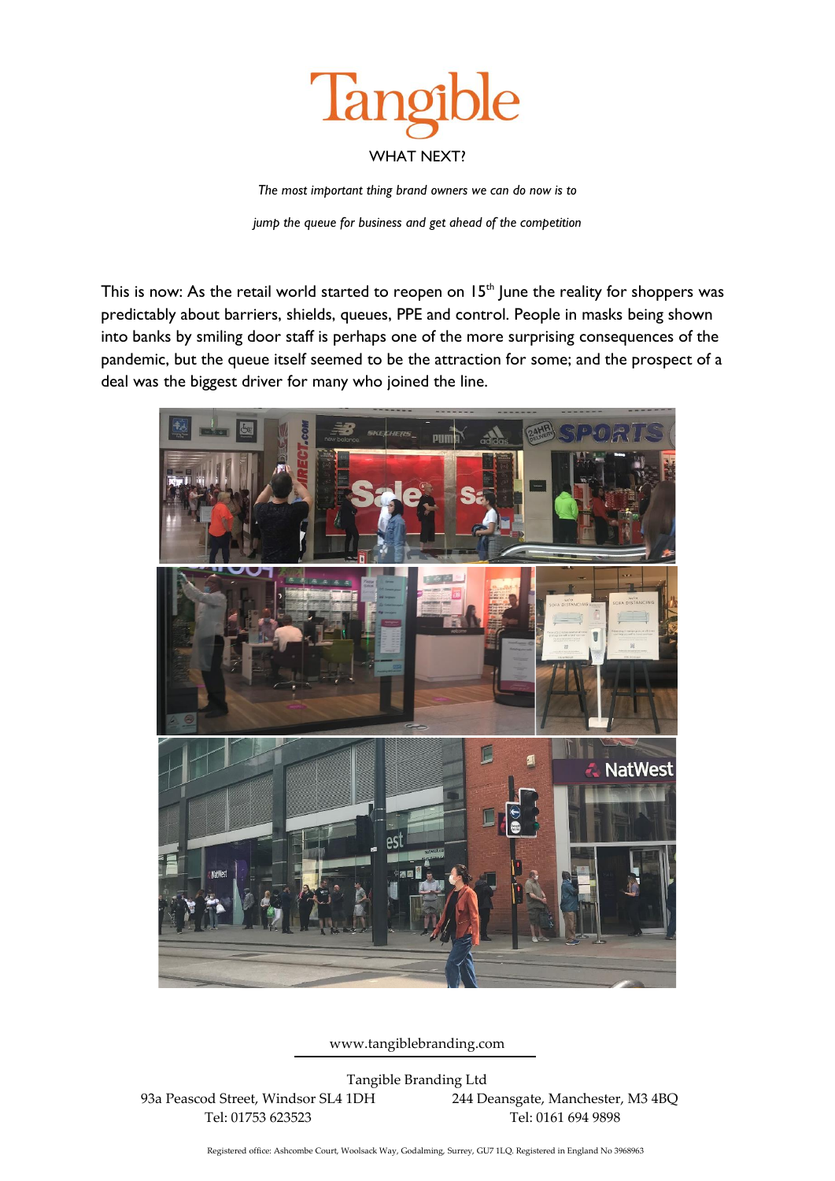# Tangible

## WHAT NEXT?

*The most important thing brand owners we can do now is to*

*jump the queue for business and get ahead of the competition*

This is now: As the retail world started to reopen on 15th June the reality for shoppers was predictably about barriers, shields, queues, PPE and control. People in masks being shown into banks by smiling door staff is perhaps one of the more surprising consequences of the pandemic, but the queue itself seemed to be the attraction for some; and the prospect of a deal was the biggest driver for many who joined the line.

www.tangiblebranding.com

Tangible Branding Ltd

93a Peascod Street, Windsor SL4 1DH
Tel: 01753 623523

244 Deansgate, Manchester, M3 4BQ
Tel: 0161 694 9898

Registered office: Ashcombe Court, Woolsack Way, Godalming, Surrey, GU7 1LQ. Registered in England No 3968963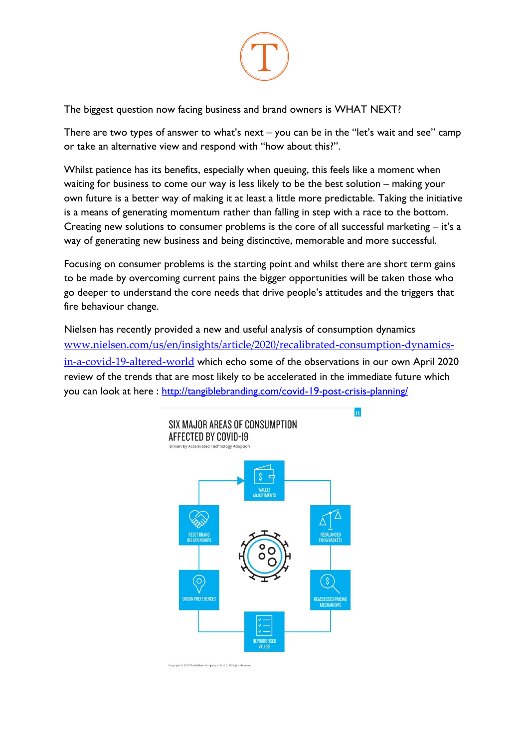The biggest question now facing business and brand owners is WHAT NEXT?

There are two types of answer to what's next – you can be in the "let's wait and see" camp or take an alternative view and respond with "how about this?".

Whilst patience has its benefits, especially when queuing, this feels like a moment when waiting for business to come our way is less likely to be the best solution – making your own future is a better way of making it at least a little more predictable. Taking the initiative is a means of generating momentum rather than falling in step with a race to the bottom. Creating new solutions to consumer problems is the core of all successful marketing – it's a way of generating new business and being distinctive, memorable and more successful.

Focusing on consumer problems is the starting point and whilst there are short term gains to be made by overcoming current pains the bigger opportunities will be taken those who go deeper to understand the core needs that drive people's attitudes and the triggers that fire behaviour change.

Nielsen has recently provided a new and useful analysis of consumption dynamics [www.nielsen.com/us/en/insights/article/2020/recalibrated-consumption-dynamics-in-a-covid-19-altered-world](http://www.nielsen.com/us/en/insights/article/2020/recalibrated-consumption-dynamics-in-a-covid-19-altered-world) which echo some of the observations in our own April 2020 review of the trends that are most likely to be accelerated in the immediate future which you can look at here : [http://tangiblebranding.com/covid-19-post-crisis-planning/](http://tangiblebranding.com/covid-19-post-crisis-planning/)

SIX MAJOR AREAS OF CONSUMPTION AFFECTED BY COVID-19

Driven by Accelerated Technology Adoption

- WALLET ADJUSTMENTS
- REBALANCED FMCG BASKETS
- REASSESSED PRICING MECHANISMS
- REPRIORITISED VALUES
- ORIGIN PREFERENCES
- RESET BRAND RELATIONSHIPS

Copyright © 2020 The Nielsen Company (US), LLC. All Rights Reserved.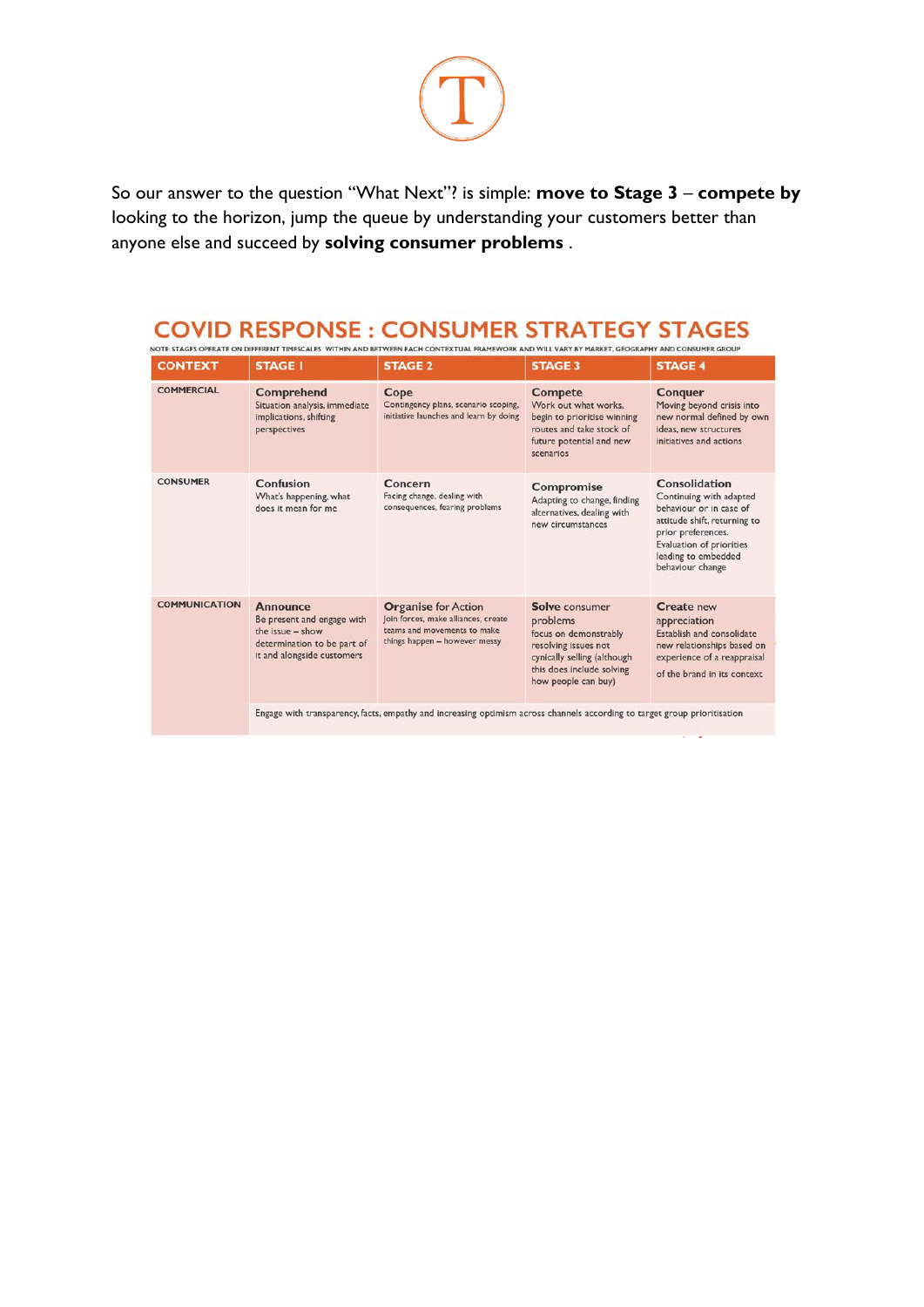So our answer to the question "What Next"? is simple: **move to Stage 3** – **compete by** looking to the horizon, jump the queue by understanding your customers better than anyone else and succeed by **solving consumer problems** .

## COVID RESPONSE : CONSUMER STRATEGY STAGES

NOTE: STAGES OPERATE ON DIFFERENT TIMESCALES WITHIN AND BETWEEN EACH CONTEXTUAL FRAMEWORK AND WILL VARY BY MARKET, GEOGRAPHY AND CONSUMER GROUP

| CONTEXT | STAGE 1 | STAGE 2 | STAGE 3 | STAGE 4 |
|---|---|---|---|---|
| COMMERCIAL | **Comprehend** Situation analysis, immediate implications, shifting perspectives | **Cope** Contingency plans, scenario scoping, initiative launches and learn by doing | **Compete** Work out what works, begin to prioritise winning routes and take stock of future potential and new scenarios | **Conquer** Moving beyond crisis into new normal defined by own ideas, new structures initiatives and actions |
| CONSUMER | **Confusion** What's happening, what does it mean for me | **Concern** Facing change, dealing with consequences, fearing problems | **Compromise** Adapting to change, finding alternatives, dealing with new circumstances | **Consolidation** Continuing with adapted behaviour or in case of attitude shift, returning to prior preferences. Evaluation of priorities leading to embedded behaviour change |
| COMMUNICATION | **Announce** Be present and engage with the issue – show determination to be part of it and alongside customers | **Organise** for Action Join forces, make alliances, create teams and movements to make things happen – however messy | **Solve** consumer problems focus on demonstrably resolving issues not cynically selling (although this does include solving how people can buy) | **Create** new appreciation Establish and consolidate new relationships based on experience of a reappraisal of the brand in its context |
| | Engage with transparency, facts, empathy and increasing optimism across channels according to target group prioritisation | | | |